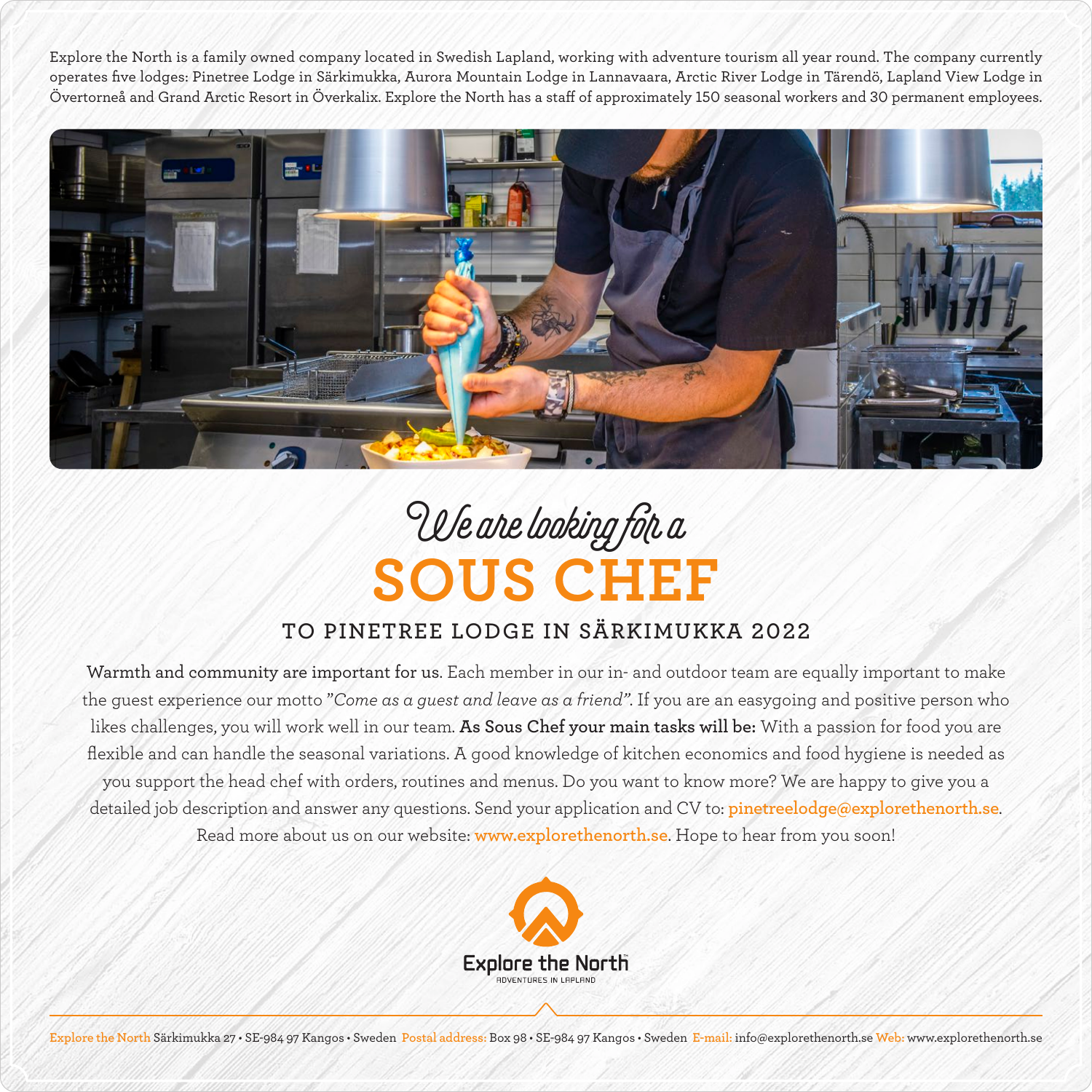Explore the North is a family owned company located in Swedish Lapland, working with adventure tourism all year round. The company currently operates five lodges: Pinetree Lodge in Särkimukka, Aurora Mountain Lodge in Lannavaara, Arctic River Lodge in Tärendö, Lapland View Lodge in Övertorneå and Grand Arctic Resort in Överkalix. Explore the North has a staff of approximately 150 seasonal workers and 30 permanent employees.

*We are looking for a*

# SOUS CHEF

## TO PINETREE LODGE IN SÄRKIMUKKA 2022

**Warmth and community are important for us.** Each member in our in- and outdoor team are equally important to make the guest experience our motto *"Come as a guest and leave as a friend"*. If you are an easygoing and positive person who likes challenges, you will work well in our team. **As Sous Chef your main tasks will be:** With a passion for food you are flexible and can handle the seasonal variations. A good knowledge of kitchen economics and food hygiene is needed as you support the head chef with orders, routines and menus. Do you want to know more? We are happy to give you a detailed job description and answer any questions. Send your application and CV to: pinetreelodge@explorethenorth.se. Read more about us on our website: www.explorethenorth.se. Hope to hear from you soon!

Explore the North
ADVENTURES IN LAPLAND

Explore the North Särkimukka 27 • SE-984 97 Kangos • Sweden Postal address: Box 98 • SE-984 97 Kangos • Sweden E-mail: info@explorethenorth.se Web: www.explorethenorth.se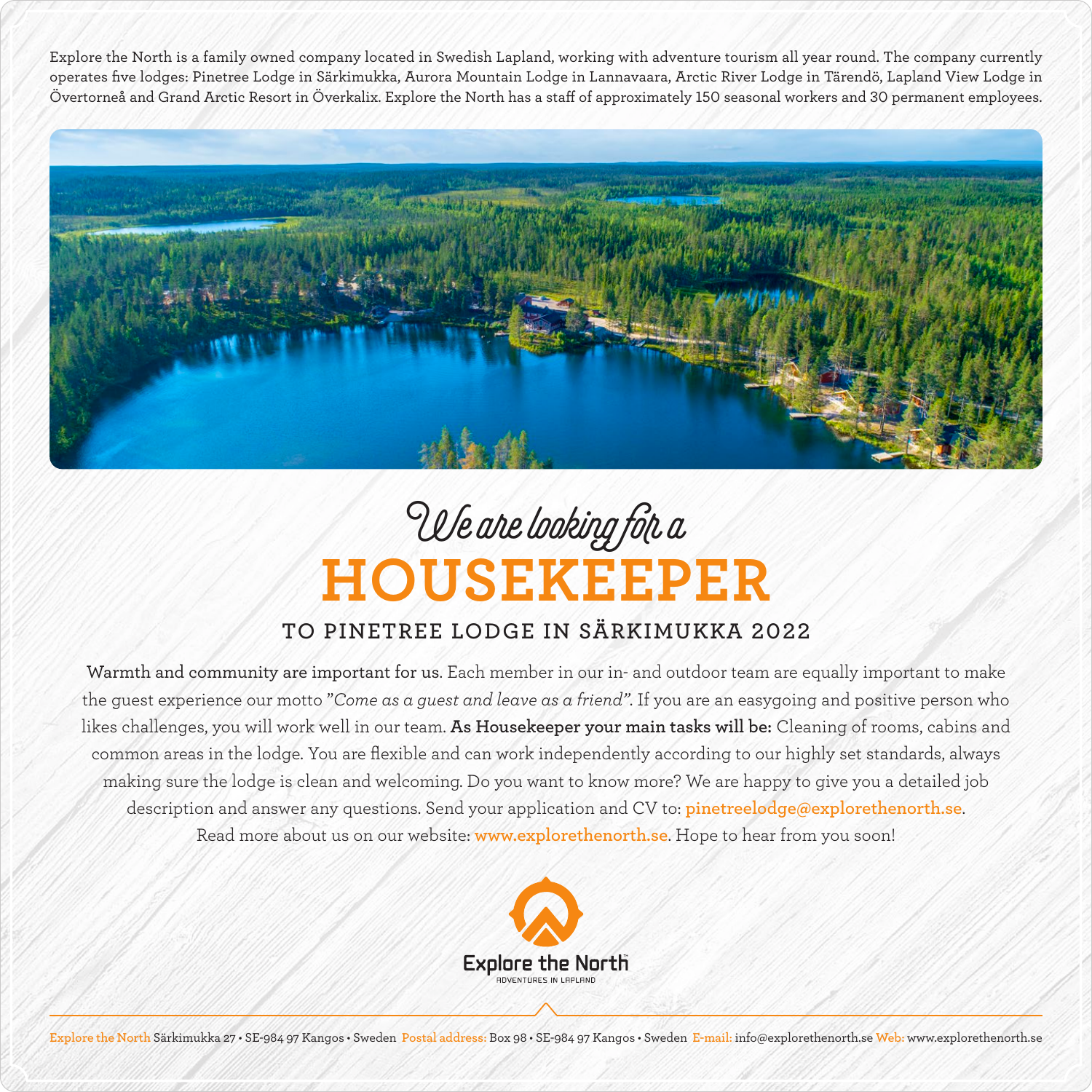Explore the North is a family owned company located in Swedish Lapland, working with adventure tourism all year round. The company currently operates five lodges: Pinetree Lodge in Särkimukka, Aurora Mountain Lodge in Lannavaara, Arctic River Lodge in Tärendö, Lapland View Lodge in Övertorneå and Grand Arctic Resort in Överkalix. Explore the North has a staff of approximately 150 seasonal workers and 30 permanent employees.

*We are looking for a*

# HOUSEKEEPER

## TO PINETREE LODGE IN SÄRKIMUKKA 2022

**Warmth and community are important for us.** Each member in our in- and outdoor team are equally important to make the guest experience our motto *"Come as a guest and leave as a friend"*. If you are an easygoing and positive person who likes challenges, you will work well in our team. **As Housekeeper your main tasks will be:** Cleaning of rooms, cabins and common areas in the lodge. You are flexible and can work independently according to our highly set standards, always making sure the lodge is clean and welcoming. Do you want to know more? We are happy to give you a detailed job description and answer any questions. Send your application and CV to: pinetreelodge@explorethenorth.se. Read more about us on our website: www.explorethenorth.se. Hope to hear from you soon!

Explore the North
ADVENTURES IN LAPLAND

Explore the North Särkimukka 27 • SE-984 97 Kangos • Sweden Postal address: Box 98 • SE-984 97 Kangos • Sweden E-mail: info@explorethenorth.se Web: www.explorethenorth.se